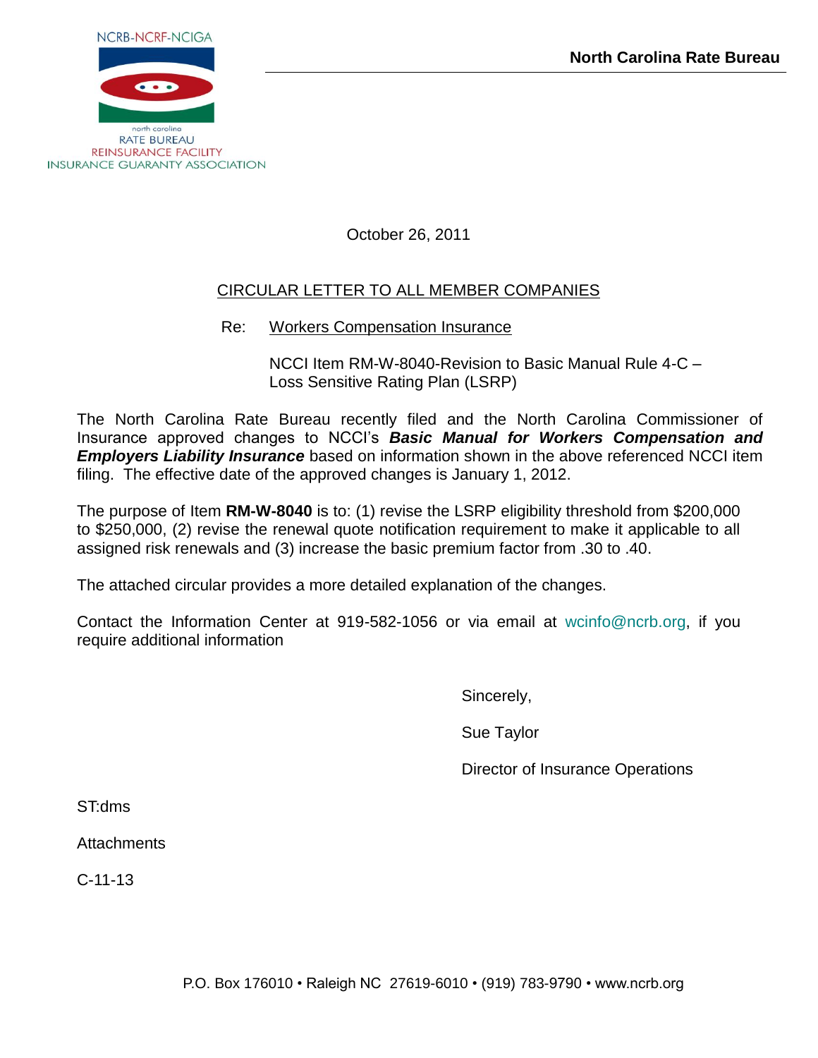NCRB-NCRF-NCIGA

north carolina
RATE BUREAU
REINSURANCE FACILITY
INSURANCE GUARANTY ASSOCIATION

**North Carolina Rate Bureau**

October 26, 2011

CIRCULAR LETTER TO ALL MEMBER COMPANIES

Re: Workers Compensation Insurance

NCCI Item RM-W-8040-Revision to Basic Manual Rule 4-C – Loss Sensitive Rating Plan (LSRP)

The North Carolina Rate Bureau recently filed and the North Carolina Commissioner of Insurance approved changes to NCCI's ***Basic Manual for Workers Compensation and Employers Liability Insurance*** based on information shown in the above referenced NCCI item filing. The effective date of the approved changes is January 1, 2012.

The purpose of Item **RM-W-8040** is to: (1) revise the LSRP eligibility threshold from $200,000 to $250,000, (2) revise the renewal quote notification requirement to make it applicable to all assigned risk renewals and (3) increase the basic premium factor from .30 to .40.

The attached circular provides a more detailed explanation of the changes.

Contact the Information Center at 919-582-1056 or via email at wcinfo@ncrb.org, if you require additional information

Sincerely,

Sue Taylor

Director of Insurance Operations

ST:dms

Attachments

C-11-13

P.O. Box 176010 • Raleigh NC 27619-6010 • (919) 783-9790 • www.ncrb.org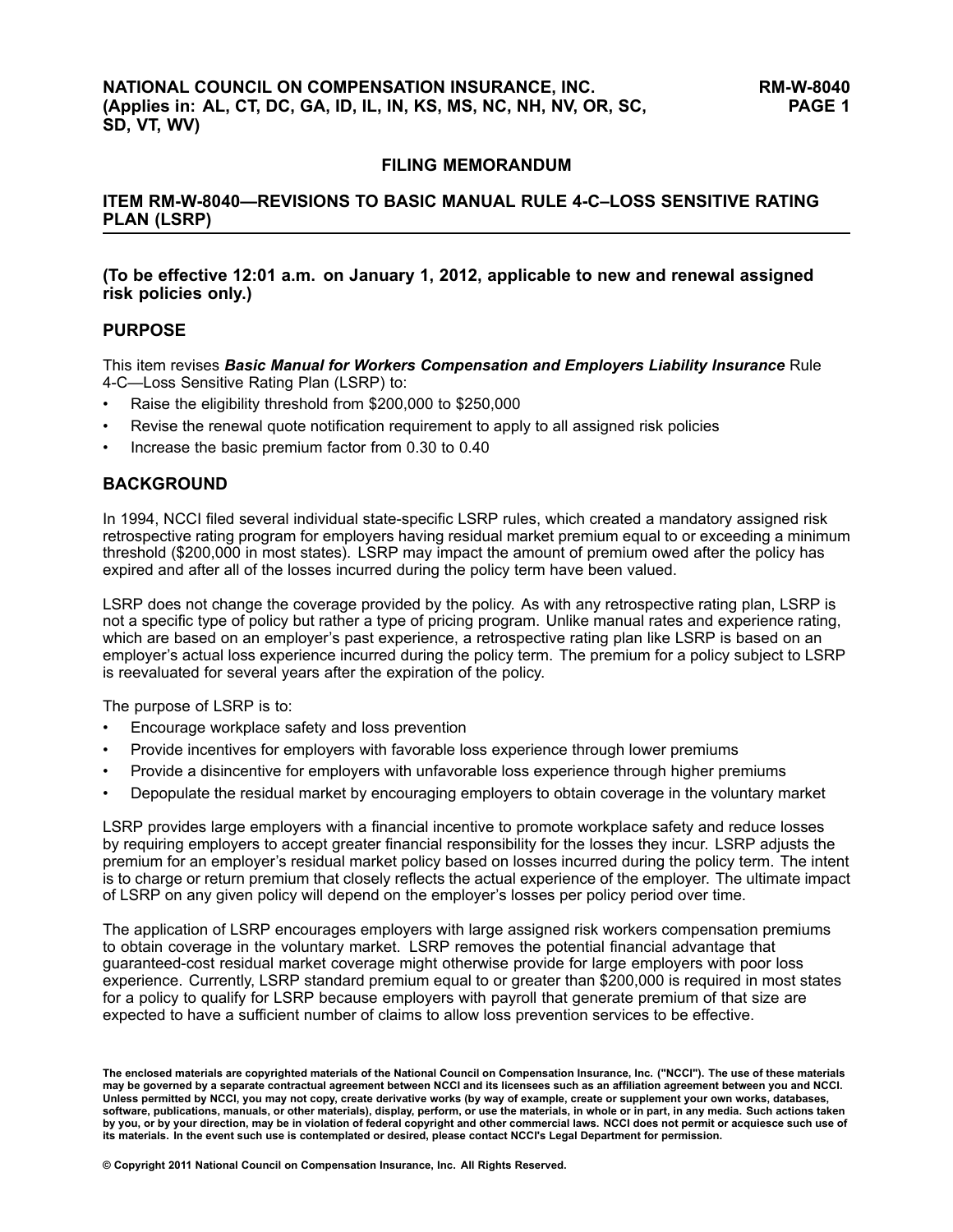**NATIONAL COUNCIL ON COMPENSATION INSURANCE, INC.**
**(Applies in: AL, CT, DC, GA, ID, IL, IN, KS, MS, NC, NH, NV, OR, SC, SD, VT, WV)**

## FILING MEMORANDUM

## ITEM RM-W-8040—REVISIONS TO BASIC MANUAL RULE 4-C–LOSS SENSITIVE RATING PLAN (LSRP)

**(To be effective 12:01 a.m. on January 1, 2012, applicable to new and renewal assigned risk policies only.)**

### PURPOSE

This item revises ***Basic Manual for Workers Compensation and Employers Liability Insurance*** Rule 4-C—Loss Sensitive Rating Plan (LSRP) to:

- Raise the eligibility threshold from $200,000 to $250,000
- Revise the renewal quote notification requirement to apply to all assigned risk policies
- Increase the basic premium factor from 0.30 to 0.40

### BACKGROUND

In 1994, NCCI filed several individual state-specific LSRP rules, which created a mandatory assigned risk retrospective rating program for employers having residual market premium equal to or exceeding a minimum threshold ($200,000 in most states). LSRP may impact the amount of premium owed after the policy has expired and after all of the losses incurred during the policy term have been valued.

LSRP does not change the coverage provided by the policy. As with any retrospective rating plan, LSRP is not a specific type of policy but rather a type of pricing program. Unlike manual rates and experience rating, which are based on an employer's past experience, a retrospective rating plan like LSRP is based on an employer's actual loss experience incurred during the policy term. The premium for a policy subject to LSRP is reevaluated for several years after the expiration of the policy.

The purpose of LSRP is to:

- Encourage workplace safety and loss prevention
- Provide incentives for employers with favorable loss experience through lower premiums
- Provide a disincentive for employers with unfavorable loss experience through higher premiums
- Depopulate the residual market by encouraging employers to obtain coverage in the voluntary market

LSRP provides large employers with a financial incentive to promote workplace safety and reduce losses by requiring employers to accept greater financial responsibility for the losses they incur. LSRP adjusts the premium for an employer's residual market policy based on losses incurred during the policy term. The intent is to charge or return premium that closely reflects the actual experience of the employer. The ultimate impact of LSRP on any given policy will depend on the employer's losses per policy period over time.

The application of LSRP encourages employers with large assigned risk workers compensation premiums to obtain coverage in the voluntary market. LSRP removes the potential financial advantage that guaranteed-cost residual market coverage might otherwise provide for large employers with poor loss experience. Currently, LSRP standard premium equal to or greater than $200,000 is required in most states for a policy to qualify for LSRP because employers with payroll that generate premium of that size are expected to have a sufficient number of claims to allow loss prevention services to be effective.

**The enclosed materials are copyrighted materials of the National Council on Compensation Insurance, Inc. ("NCCI"). The use of these materials may be governed by a separate contractual agreement between NCCI and its licensees such as an affiliation agreement between you and NCCI. Unless permitted by NCCI, you may not copy, create derivative works (by way of example, create or supplement your own works, databases, software, publications, manuals, or other materials), display, perform, or use the materials, in whole or in part, in any media. Such actions taken by you, or by your direction, may be in violation of federal copyright and other commercial laws. NCCI does not permit or acquiesce such use of its materials. In the event such use is contemplated or desired, please contact NCCI's Legal Department for permission.**

**© Copyright 2011 National Council on Compensation Insurance, Inc. All Rights Reserved.**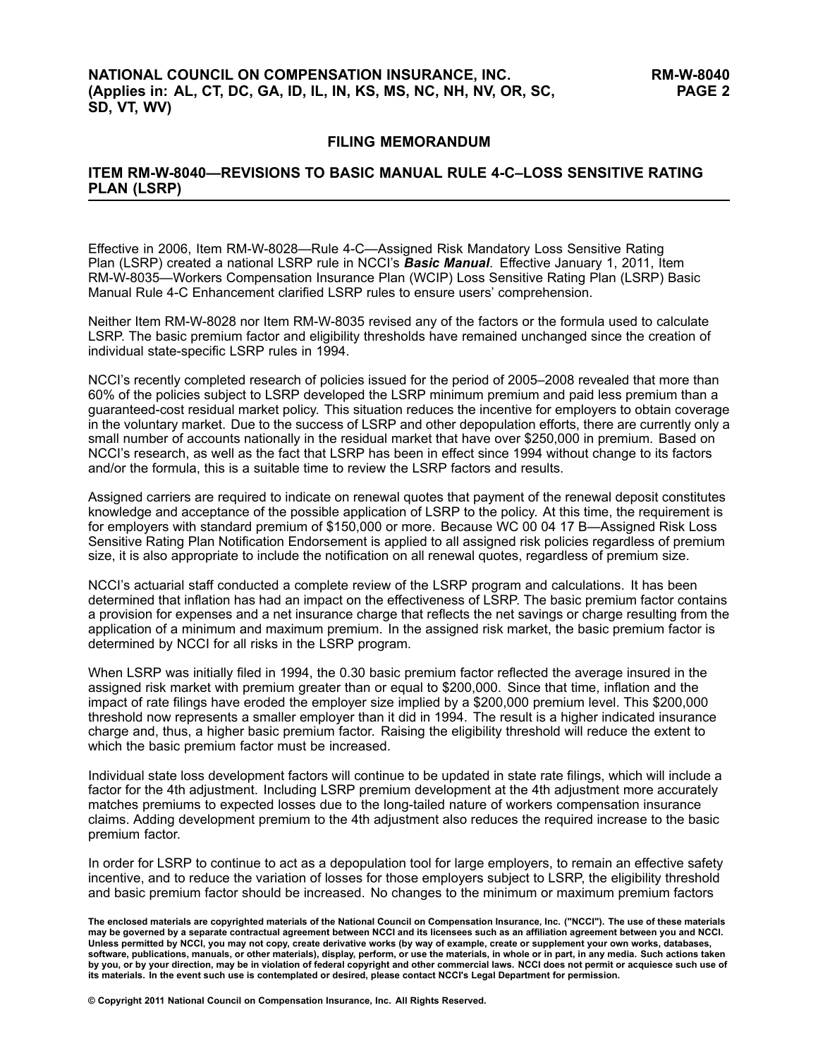## FILING MEMORANDUM

## ITEM RM-W-8040—REVISIONS TO BASIC MANUAL RULE 4-C–LOSS SENSITIVE RATING PLAN (LSRP)

Effective in 2006, Item RM-W-8028—Rule 4-C—Assigned Risk Mandatory Loss Sensitive Rating Plan (LSRP) created a national LSRP rule in NCCI's ***Basic Manual***. Effective January 1, 2011, Item RM-W-8035—Workers Compensation Insurance Plan (WCIP) Loss Sensitive Rating Plan (LSRP) Basic Manual Rule 4-C Enhancement clarified LSRP rules to ensure users' comprehension.

Neither Item RM-W-8028 nor Item RM-W-8035 revised any of the factors or the formula used to calculate LSRP. The basic premium factor and eligibility thresholds have remained unchanged since the creation of individual state-specific LSRP rules in 1994.

NCCI's recently completed research of policies issued for the period of 2005–2008 revealed that more than 60% of the policies subject to LSRP developed the LSRP minimum premium and paid less premium than a guaranteed-cost residual market policy. This situation reduces the incentive for employers to obtain coverage in the voluntary market. Due to the success of LSRP and other depopulation efforts, there are currently only a small number of accounts nationally in the residual market that have over $250,000 in premium. Based on NCCI's research, as well as the fact that LSRP has been in effect since 1994 without change to its factors and/or the formula, this is a suitable time to review the LSRP factors and results.

Assigned carriers are required to indicate on renewal quotes that payment of the renewal deposit constitutes knowledge and acceptance of the possible application of LSRP to the policy. At this time, the requirement is for employers with standard premium of $150,000 or more. Because WC 00 04 17 B—Assigned Risk Loss Sensitive Rating Plan Notification Endorsement is applied to all assigned risk policies regardless of premium size, it is also appropriate to include the notification on all renewal quotes, regardless of premium size.

NCCI's actuarial staff conducted a complete review of the LSRP program and calculations. It has been determined that inflation has had an impact on the effectiveness of LSRP. The basic premium factor contains a provision for expenses and a net insurance charge that reflects the net savings or charge resulting from the application of a minimum and maximum premium. In the assigned risk market, the basic premium factor is determined by NCCI for all risks in the LSRP program.

When LSRP was initially filed in 1994, the 0.30 basic premium factor reflected the average insured in the assigned risk market with premium greater than or equal to $200,000. Since that time, inflation and the impact of rate filings have eroded the employer size implied by a $200,000 premium level. This $200,000 threshold now represents a smaller employer than it did in 1994. The result is a higher indicated insurance charge and, thus, a higher basic premium factor. Raising the eligibility threshold will reduce the extent to which the basic premium factor must be increased.

Individual state loss development factors will continue to be updated in state rate filings, which will include a factor for the 4th adjustment. Including LSRP premium development at the 4th adjustment more accurately matches premiums to expected losses due to the long-tailed nature of workers compensation insurance claims. Adding development premium to the 4th adjustment also reduces the required increase to the basic premium factor.

In order for LSRP to continue to act as a depopulation tool for large employers, to remain an effective safety incentive, and to reduce the variation of losses for those employers subject to LSRP, the eligibility threshold and basic premium factor should be increased. No changes to the minimum or maximum premium factors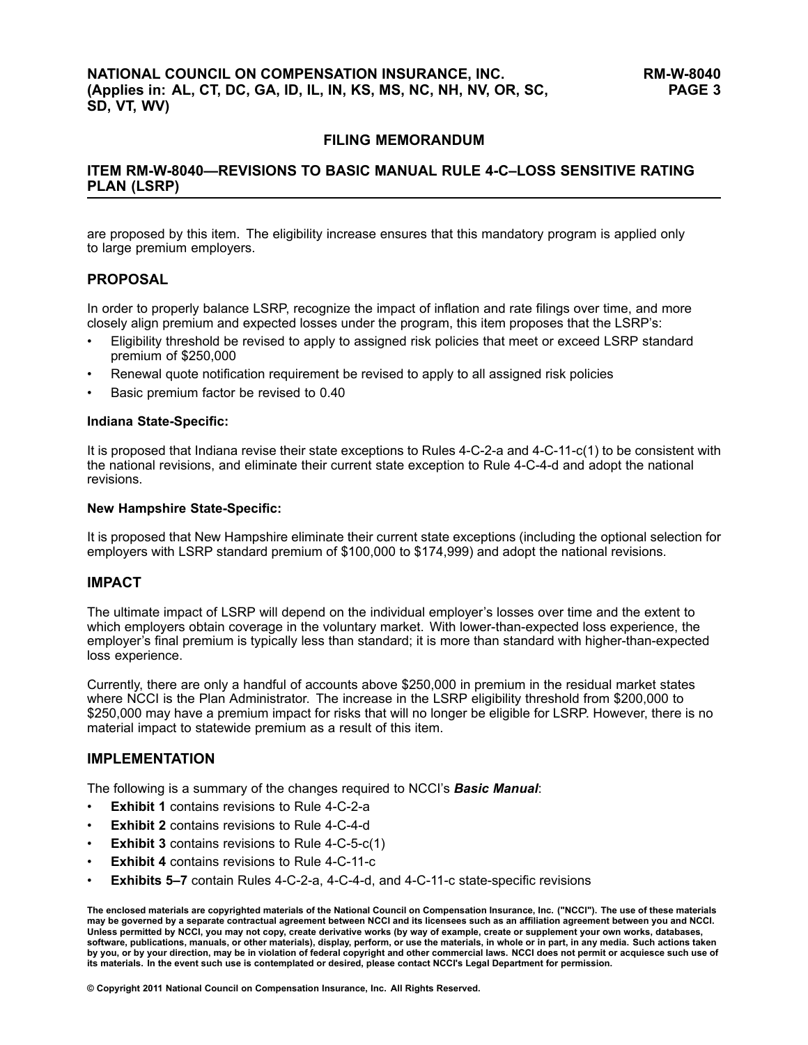## FILING MEMORANDUM

## ITEM RM-W-8040—REVISIONS TO BASIC MANUAL RULE 4-C–LOSS SENSITIVE RATING PLAN (LSRP)

are proposed by this item. The eligibility increase ensures that this mandatory program is applied only to large premium employers.

## PROPOSAL

In order to properly balance LSRP, recognize the impact of inflation and rate filings over time, and more closely align premium and expected losses under the program, this item proposes that the LSRP's:

- Eligibility threshold be revised to apply to assigned risk policies that meet or exceed LSRP standard premium of $250,000
- Renewal quote notification requirement be revised to apply to all assigned risk policies
- Basic premium factor be revised to 0.40

#### Indiana State-Specific:

It is proposed that Indiana revise their state exceptions to Rules 4-C-2-a and 4-C-11-c(1) to be consistent with the national revisions, and eliminate their current state exception to Rule 4-C-4-d and adopt the national revisions.

#### New Hampshire State-Specific:

It is proposed that New Hampshire eliminate their current state exceptions (including the optional selection for employers with LSRP standard premium of $100,000 to $174,999) and adopt the national revisions.

## IMPACT

The ultimate impact of LSRP will depend on the individual employer's losses over time and the extent to which employers obtain coverage in the voluntary market. With lower-than-expected loss experience, the employer's final premium is typically less than standard; it is more than standard with higher-than-expected loss experience.

Currently, there are only a handful of accounts above $250,000 in premium in the residual market states where NCCI is the Plan Administrator. The increase in the LSRP eligibility threshold from $200,000 to $250,000 may have a premium impact for risks that will no longer be eligible for LSRP. However, there is no material impact to statewide premium as a result of this item.

## IMPLEMENTATION

The following is a summary of the changes required to NCCI's ***Basic Manual***:

- **Exhibit 1** contains revisions to Rule 4-C-2-a
- **Exhibit 2** contains revisions to Rule 4-C-4-d
- **Exhibit 3** contains revisions to Rule 4-C-5-c(1)
- **Exhibit 4** contains revisions to Rule 4-C-11-c
- **Exhibits 5–7** contain Rules 4-C-2-a, 4-C-4-d, and 4-C-11-c state-specific revisions

**The enclosed materials are copyrighted materials of the National Council on Compensation Insurance, Inc. ("NCCI"). The use of these materials may be governed by a separate contractual agreement between NCCI and its licensees such as an affiliation agreement between you and NCCI. Unless permitted by NCCI, you may not copy, create derivative works (by way of example, create or supplement your own works, databases, software, publications, manuals, or other materials), display, perform, or use the materials, in whole or in part, in any media. Such actions taken by you, or by your direction, may be in violation of federal copyright and other commercial laws. NCCI does not permit or acquiesce such use of its materials. In the event such use is contemplated or desired, please contact NCCI's Legal Department for permission.**

**© Copyright 2011 National Council on Compensation Insurance, Inc. All Rights Reserved.**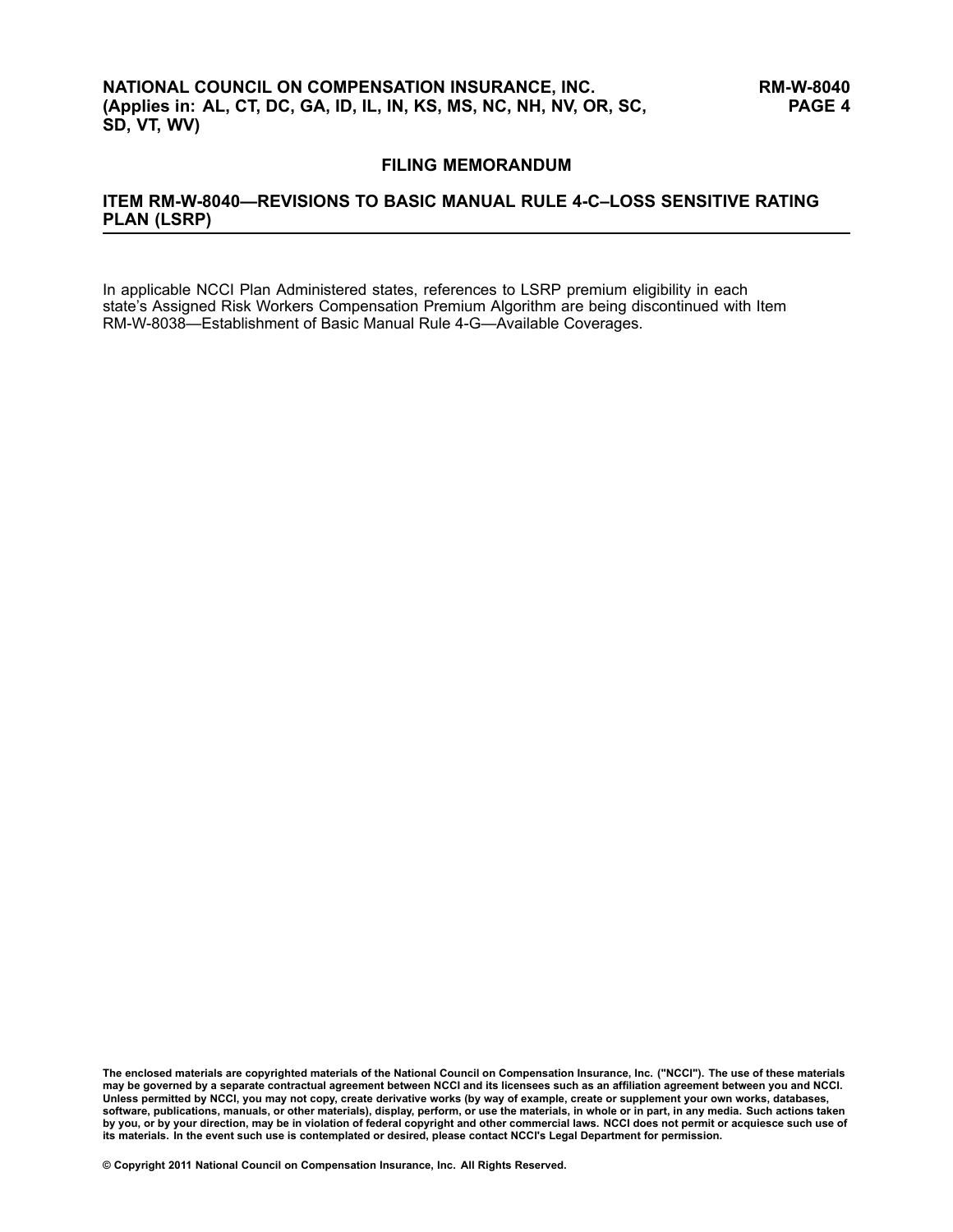## FILING MEMORANDUM

## ITEM RM-W-8040—REVISIONS TO BASIC MANUAL RULE 4-C–LOSS SENSITIVE RATING PLAN (LSRP)

In applicable NCCI Plan Administered states, references to LSRP premium eligibility in each state's Assigned Risk Workers Compensation Premium Algorithm are being discontinued with Item RM-W-8038—Establishment of Basic Manual Rule 4-G—Available Coverages.

**The enclosed materials are copyrighted materials of the National Council on Compensation Insurance, Inc. ("NCCI"). The use of these materials may be governed by a separate contractual agreement between NCCI and its licensees such as an affiliation agreement between you and NCCI. Unless permitted by NCCI, you may not copy, create derivative works (by way of example, create or supplement your own works, databases, software, publications, manuals, or other materials), display, perform, or use the materials, in whole or in part, in any media. Such actions taken by you, or by your direction, may be in violation of federal copyright and other commercial laws. NCCI does not permit or acquiesce such use of its materials. In the event such use is contemplated or desired, please contact NCCI's Legal Department for permission.**

**© Copyright 2011 National Council on Compensation Insurance, Inc. All Rights Reserved.**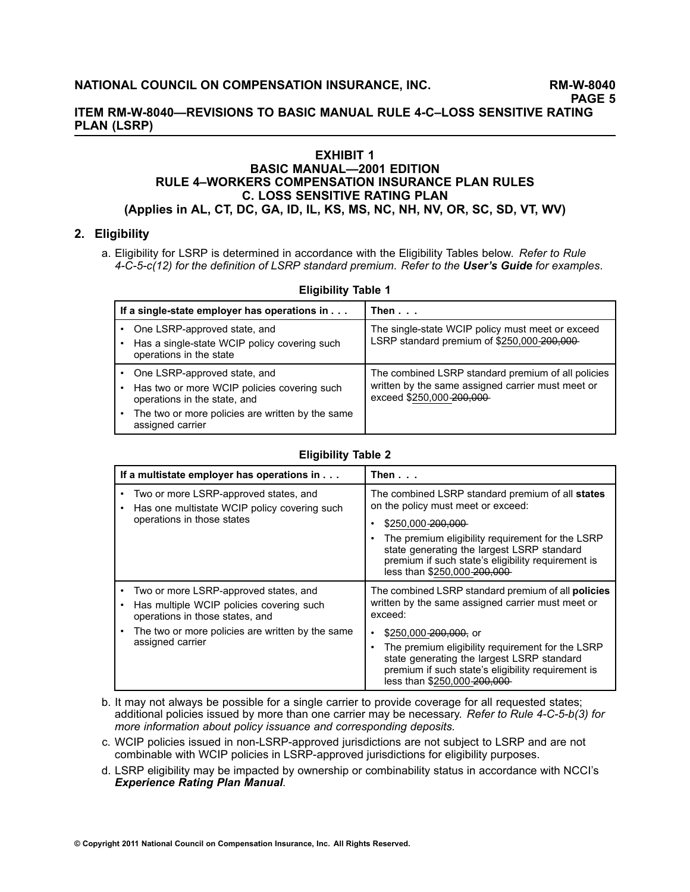## EXHIBIT 1
## BASIC MANUAL—2001 EDITION
## RULE 4–WORKERS COMPENSATION INSURANCE PLAN RULES
## C. LOSS SENSITIVE RATING PLAN
## (Applies in AL, CT, DC, GA, ID, IL, KS, MS, NC, NH, NV, OR, SC, SD, VT, WV)

### 2. Eligibility

a. Eligibility for LSRP is determined in accordance with the Eligibility Tables below. *Refer to Rule 4-C-5-c(12) for the definition of LSRP standard premium. Refer to the **User's Guide** for examples*.

**Eligibility Table 1**

| If a single-state employer has operations in . . . | Then . . . |
|---|---|
| • One LSRP-approved state, and<br>• Has a single-state WCIP policy covering such operations in the state | The single-state WCIP policy must meet or exceed LSRP standard premium of $250,000 ~~200,000~~ |
| • One LSRP-approved state, and<br>• Has two or more WCIP policies covering such operations in the state, and<br>• The two or more policies are written by the same assigned carrier | The combined LSRP standard premium of all policies written by the same assigned carrier must meet or exceed $250,000 ~~200,000~~ |

**Eligibility Table 2**

| If a multistate employer has operations in . . . | Then . . . |
|---|---|
| • Two or more LSRP-approved states, and<br>• Has one multistate WCIP policy covering such operations in those states | The combined LSRP standard premium of all **states** on the policy must meet or exceed:<br>• $250,000 ~~200,000~~<br>• The premium eligibility requirement for the LSRP state generating the largest LSRP standard premium if such state's eligibility requirement is less than $250,000 ~~200,000~~ |
| • Two or more LSRP-approved states, and<br>• Has multiple WCIP policies covering such operations in those states, and<br>• The two or more policies are written by the same assigned carrier | The combined LSRP standard premium of all **policies** written by the same assigned carrier must meet or exceed:<br>• $250,000 ~~200,000~~, or<br>• The premium eligibility requirement for the LSRP state generating the largest LSRP standard premium if such state's eligibility requirement is less than $250,000 ~~200,000~~ |

b. It may not always be possible for a single carrier to provide coverage for all requested states; additional policies issued by more than one carrier may be necessary. *Refer to Rule 4-C-5-b(3) for more information about policy issuance and corresponding deposits.*

c. WCIP policies issued in non-LSRP-approved jurisdictions are not subject to LSRP and are not combinable with WCIP policies in LSRP-approved jurisdictions for eligibility purposes.

d. LSRP eligibility may be impacted by ownership or combinability status in accordance with NCCI's ***Experience Rating Plan Manual***.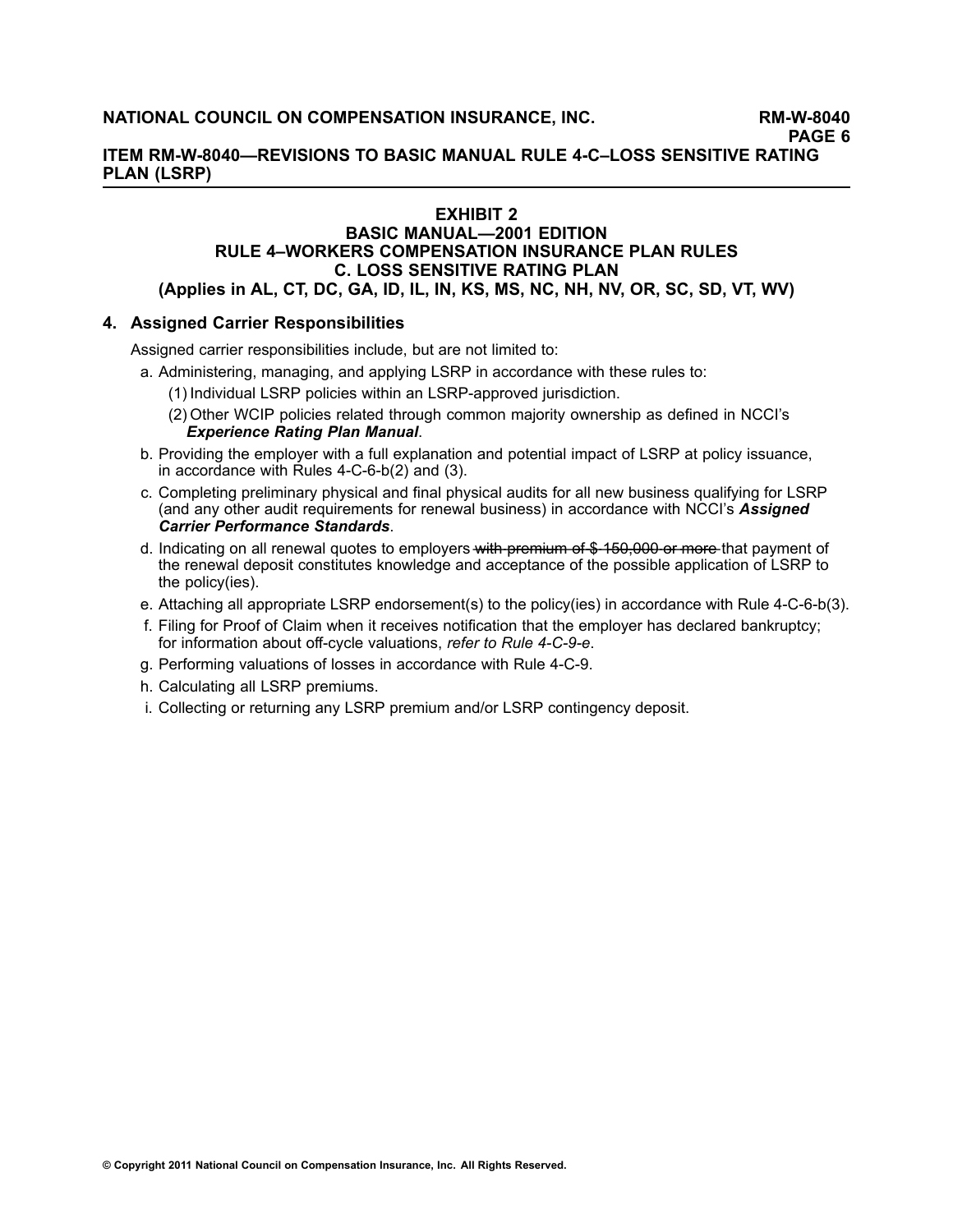# EXHIBIT 2
## BASIC MANUAL—2001 EDITION
## RULE 4–WORKERS COMPENSATION INSURANCE PLAN RULES
## C. LOSS SENSITIVE RATING PLAN
## (Applies in AL, CT, DC, GA, ID, IL, IN, KS, MS, NC, NH, NV, OR, SC, SD, VT, WV)

### 4. Assigned Carrier Responsibilities

Assigned carrier responsibilities include, but are not limited to:

a. Administering, managing, and applying LSRP in accordance with these rules to:

   (1) Individual LSRP policies within an LSRP-approved jurisdiction.

   (2) Other WCIP policies related through common majority ownership as defined in NCCI's ***Experience Rating Plan Manual***.

b. Providing the employer with a full explanation and potential impact of LSRP at policy issuance, in accordance with Rules 4-C-6-b(2) and (3).

c. Completing preliminary physical and final physical audits for all new business qualifying for LSRP (and any other audit requirements for renewal business) in accordance with NCCI's ***Assigned Carrier Performance Standards***.

d. Indicating on all renewal quotes to employers ~~with premium of $ 150,000 or more~~ that payment of the renewal deposit constitutes knowledge and acceptance of the possible application of LSRP to the policy(ies).

e. Attaching all appropriate LSRP endorsement(s) to the policy(ies) in accordance with Rule 4-C-6-b(3).

f. Filing for Proof of Claim when it receives notification that the employer has declared bankruptcy; for information about off-cycle valuations, *refer to Rule 4-C-9-e*.

g. Performing valuations of losses in accordance with Rule 4-C-9.

h. Calculating all LSRP premiums.

i. Collecting or returning any LSRP premium and/or LSRP contingency deposit.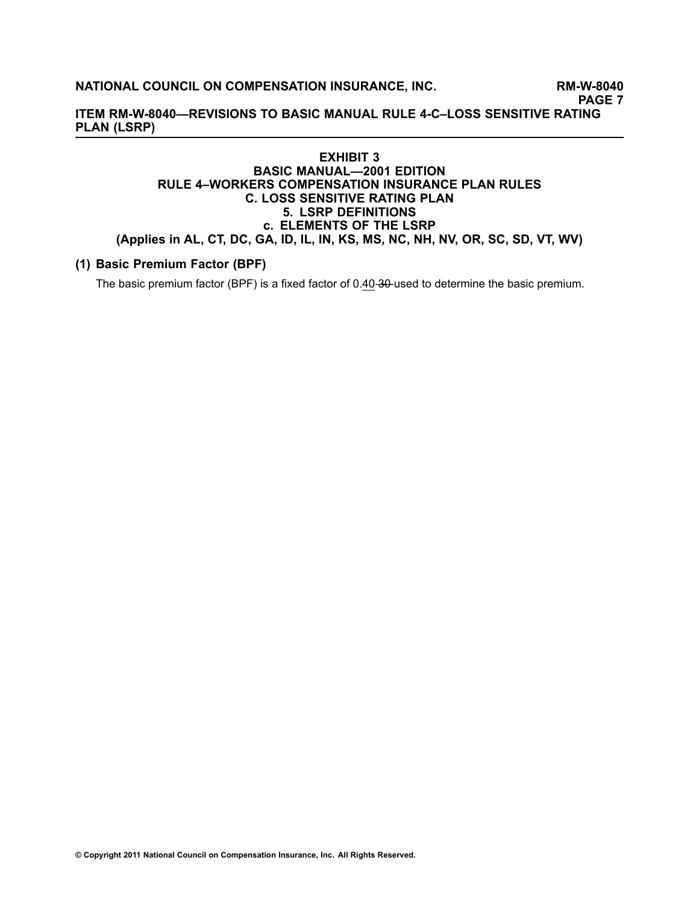**ITEM RM-W-8040—REVISIONS TO BASIC MANUAL RULE 4-C–LOSS SENSITIVE RATING PLAN (LSRP)**

## EXHIBIT 3
## BASIC MANUAL—2001 EDITION
## RULE 4–WORKERS COMPENSATION INSURANCE PLAN RULES
## C. LOSS SENSITIVE RATING PLAN
## 5. LSRP DEFINITIONS
## c. ELEMENTS OF THE LSRP
## (Applies in AL, CT, DC, GA, ID, IL, IN, KS, MS, NC, NH, NV, OR, SC, SD, VT, WV)

### (1) Basic Premium Factor (BPF)

The basic premium factor (BPF) is a fixed factor of 0.<u>40</u> ~~30~~ used to determine the basic premium.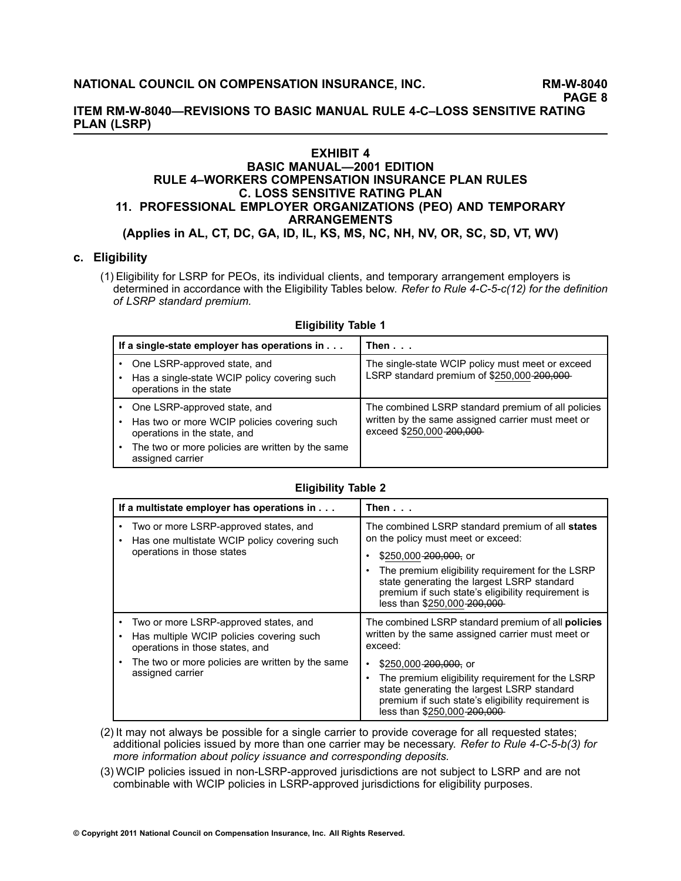## EXHIBIT 4
## BASIC MANUAL—2001 EDITION
## RULE 4–WORKERS COMPENSATION INSURANCE PLAN RULES
## C. LOSS SENSITIVE RATING PLAN
## 11. PROFESSIONAL EMPLOYER ORGANIZATIONS (PEO) AND TEMPORARY ARRANGEMENTS
### (Applies in AL, CT, DC, GA, ID, IL, KS, MS, NC, NH, NV, OR, SC, SD, VT, WV)

**c. Eligibility**

(1) Eligibility for LSRP for PEOs, its individual clients, and temporary arrangement employers is determined in accordance with the Eligibility Tables below. *Refer to Rule 4-C-5-c(12) for the definition of LSRP standard premium.*

**Eligibility Table 1**

| If a single-state employer has operations in . . . | Then . . . |
|---|---|
| • One LSRP-approved state, and<br>• Has a single-state WCIP policy covering such operations in the state | The single-state WCIP policy must meet or exceed LSRP standard premium of $250,000 ~~200,000~~ |
| • One LSRP-approved state, and<br>• Has two or more WCIP policies covering such operations in the state, and<br>• The two or more policies are written by the same assigned carrier | The combined LSRP standard premium of all policies written by the same assigned carrier must meet or exceed $250,000 ~~200,000~~ |

**Eligibility Table 2**

| If a multistate employer has operations in . . . | Then . . . |
|---|---|
| • Two or more LSRP-approved states, and<br>• Has one multistate WCIP policy covering such operations in those states | The combined LSRP standard premium of all **states** on the policy must meet or exceed:<br>• $250,000 ~~200,000,~~ or<br>• The premium eligibility requirement for the LSRP state generating the largest LSRP standard premium if such state's eligibility requirement is less than $250,000 ~~200,000~~ |
| • Two or more LSRP-approved states, and<br>• Has multiple WCIP policies covering such operations in those states, and<br>• The two or more policies are written by the same assigned carrier | The combined LSRP standard premium of all **policies** written by the same assigned carrier must meet or exceed:<br>• $250,000 ~~200,000,~~ or<br>• The premium eligibility requirement for the LSRP state generating the largest LSRP standard premium if such state's eligibility requirement is less than $250,000 ~~200,000~~ |

(2) It may not always be possible for a single carrier to provide coverage for all requested states; additional policies issued by more than one carrier may be necessary. *Refer to Rule 4-C-5-b(3) for more information about policy issuance and corresponding deposits.*

(3) WCIP policies issued in non-LSRP-approved jurisdictions are not subject to LSRP and are not combinable with WCIP policies in LSRP-approved jurisdictions for eligibility purposes.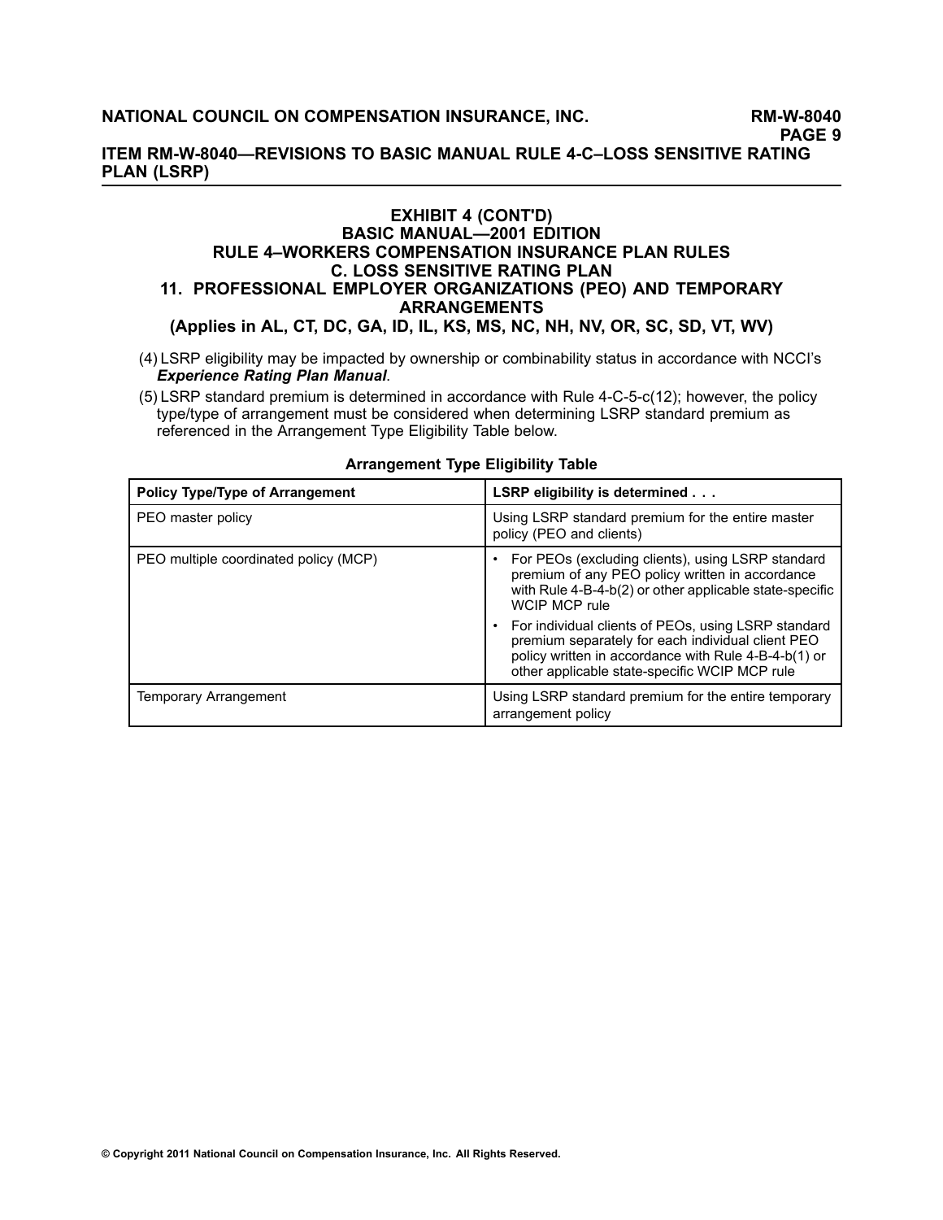## EXHIBIT 4 (CONT'D)
## BASIC MANUAL—2001 EDITION
## RULE 4–WORKERS COMPENSATION INSURANCE PLAN RULES
## C. LOSS SENSITIVE RATING PLAN
## 11. PROFESSIONAL EMPLOYER ORGANIZATIONS (PEO) AND TEMPORARY ARRANGEMENTS
## (Applies in AL, CT, DC, GA, ID, IL, KS, MS, NC, NH, NV, OR, SC, SD, VT, WV)

(4) LSRP eligibility may be impacted by ownership or combinability status in accordance with NCCI's ***Experience Rating Plan Manual***.

(5) LSRP standard premium is determined in accordance with Rule 4-C-5-c(12); however, the policy type/type of arrangement must be considered when determining LSRP standard premium as referenced in the Arrangement Type Eligibility Table below.

**Arrangement Type Eligibility Table**

| **Policy Type/Type of Arrangement** | **LSRP eligibility is determined . . .** |
|---|---|
| PEO master policy | Using LSRP standard premium for the entire master policy (PEO and clients) |
| PEO multiple coordinated policy (MCP) | • For PEOs (excluding clients), using LSRP standard premium of any PEO policy written in accordance with Rule 4-B-4-b(2) or other applicable state-specific WCIP MCP rule<br>• For individual clients of PEOs, using LSRP standard premium separately for each individual client PEO policy written in accordance with Rule 4-B-4-b(1) or other applicable state-specific WCIP MCP rule |
| Temporary Arrangement | Using LSRP standard premium for the entire temporary arrangement policy |